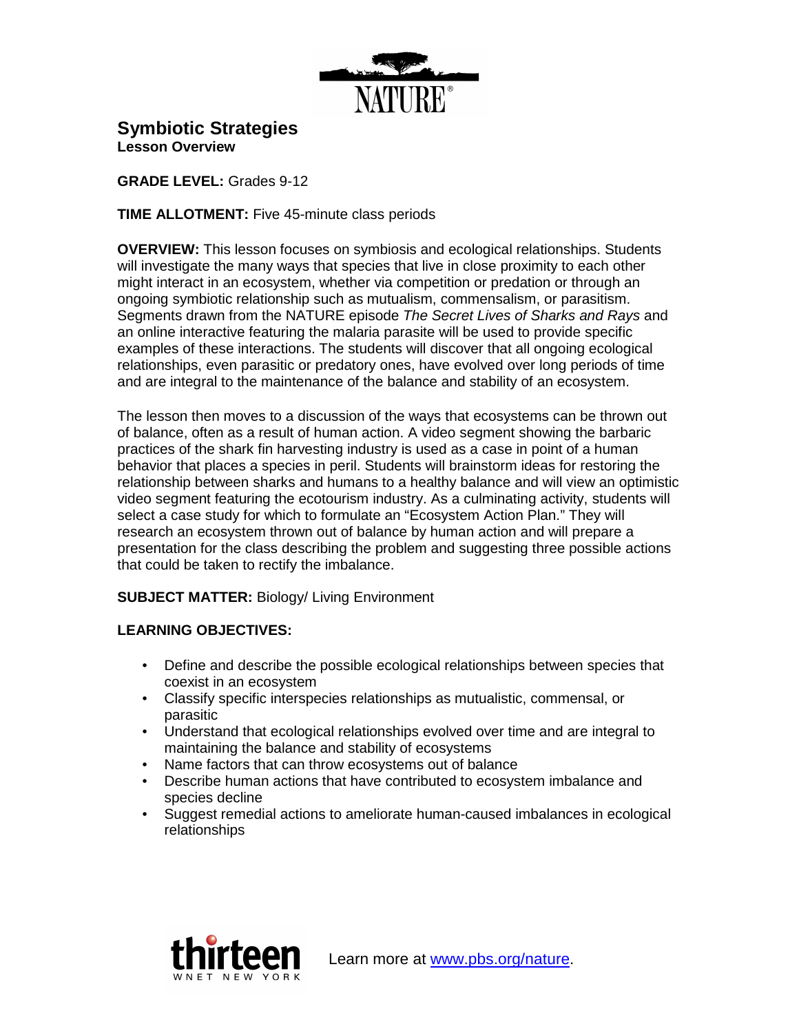# Symbiotic Strategies

**Lesson Overview**

**GRADE LEVEL:** Grades 9-12

**TIME ALLOTMENT:** Five 45-minute class periods

**OVERVIEW:** This lesson focuses on symbiosis and ecological relationships. Students will investigate the many ways that species that live in close proximity to each other might interact in an ecosystem, whether via competition or predation or through an ongoing symbiotic relationship such as mutualism, commensalism, or parasitism. Segments drawn from the NATURE episode *The Secret Lives of Sharks and Rays* and an online interactive featuring the malaria parasite will be used to provide specific examples of these interactions. The students will discover that all ongoing ecological relationships, even parasitic or predatory ones, have evolved over long periods of time and are integral to the maintenance of the balance and stability of an ecosystem.

The lesson then moves to a discussion of the ways that ecosystems can be thrown out of balance, often as a result of human action. A video segment showing the barbaric practices of the shark fin harvesting industry is used as a case in point of a human behavior that places a species in peril. Students will brainstorm ideas for restoring the relationship between sharks and humans to a healthy balance and will view an optimistic video segment featuring the ecotourism industry. As a culminating activity, students will select a case study for which to formulate an "Ecosystem Action Plan." They will research an ecosystem thrown out of balance by human action and will prepare a presentation for the class describing the problem and suggesting three possible actions that could be taken to rectify the imbalance.

**SUBJECT MATTER:** Biology/ Living Environment

**LEARNING OBJECTIVES:**

- Define and describe the possible ecological relationships between species that coexist in an ecosystem
- Classify specific interspecies relationships as mutualistic, commensal, or parasitic
- Understand that ecological relationships evolved over time and are integral to maintaining the balance and stability of ecosystems
- Name factors that can throw ecosystems out of balance
- Describe human actions that have contributed to ecosystem imbalance and species decline
- Suggest remedial actions to ameliorate human-caused imbalances in ecological relationships

Learn more at www.pbs.org/nature.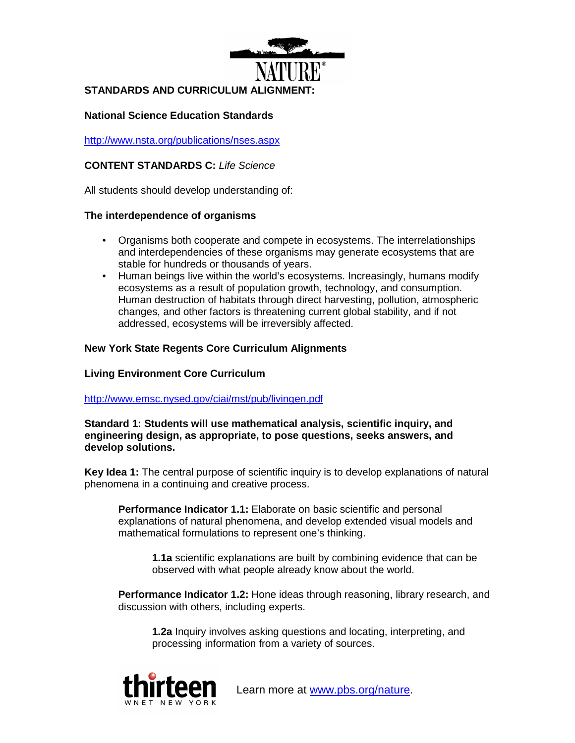## STANDARDS AND CURRICULUM ALIGNMENT:

### National Science Education Standards

http://www.nsta.org/publications/nses.aspx

**CONTENT STANDARDS C:** *Life Science*

All students should develop understanding of:

**The interdependence of organisms**

- Organisms both cooperate and compete in ecosystems. The interrelationships and interdependencies of these organisms may generate ecosystems that are stable for hundreds or thousands of years.
- Human beings live within the world's ecosystems. Increasingly, humans modify ecosystems as a result of population growth, technology, and consumption. Human destruction of habitats through direct harvesting, pollution, atmospheric changes, and other factors is threatening current global stability, and if not addressed, ecosystems will be irreversibly affected.

### New York State Regents Core Curriculum Alignments

**Living Environment Core Curriculum**

http://www.emsc.nysed.gov/ciai/mst/pub/livingen.pdf

**Standard 1: Students will use mathematical analysis, scientific inquiry, and engineering design, as appropriate, to pose questions, seeks answers, and develop solutions.**

**Key Idea 1:** The central purpose of scientific inquiry is to develop explanations of natural phenomena in a continuing and creative process.

> **Performance Indicator 1.1:** Elaborate on basic scientific and personal explanations of natural phenomena, and develop extended visual models and mathematical formulations to represent one's thinking.
>
> > **1.1a** scientific explanations are built by combining evidence that can be observed with what people already know about the world.
>
> **Performance Indicator 1.2:** Hone ideas through reasoning, library research, and discussion with others, including experts.
>
> > **1.2a** Inquiry involves asking questions and locating, interpreting, and processing information from a variety of sources.

Learn more at www.pbs.org/nature.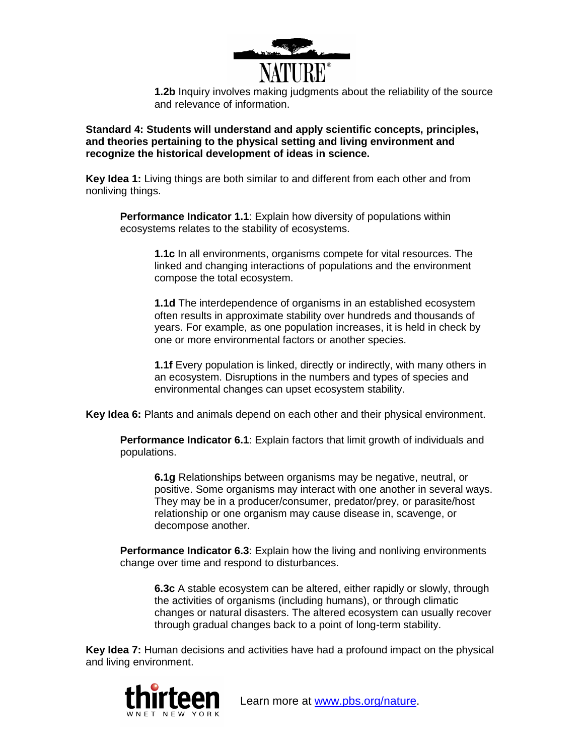**1.2b** Inquiry involves making judgments about the reliability of the source and relevance of information.

**Standard 4: Students will understand and apply scientific concepts, principles, and theories pertaining to the physical setting and living environment and recognize the historical development of ideas in science.**

**Key Idea 1:** Living things are both similar to and different from each other and from nonliving things.

**Performance Indicator 1.1**: Explain how diversity of populations within ecosystems relates to the stability of ecosystems.

**1.1c** In all environments, organisms compete for vital resources. The linked and changing interactions of populations and the environment compose the total ecosystem.

**1.1d** The interdependence of organisms in an established ecosystem often results in approximate stability over hundreds and thousands of years. For example, as one population increases, it is held in check by one or more environmental factors or another species.

**1.1f** Every population is linked, directly or indirectly, with many others in an ecosystem. Disruptions in the numbers and types of species and environmental changes can upset ecosystem stability.

**Key Idea 6:** Plants and animals depend on each other and their physical environment.

**Performance Indicator 6.1**: Explain factors that limit growth of individuals and populations.

**6.1g** Relationships between organisms may be negative, neutral, or positive. Some organisms may interact with one another in several ways. They may be in a producer/consumer, predator/prey, or parasite/host relationship or one organism may cause disease in, scavenge, or decompose another.

**Performance Indicator 6.3**: Explain how the living and nonliving environments change over time and respond to disturbances.

**6.3c** A stable ecosystem can be altered, either rapidly or slowly, through the activities of organisms (including humans), or through climatic changes or natural disasters. The altered ecosystem can usually recover through gradual changes back to a point of long-term stability.

**Key Idea 7:** Human decisions and activities have had a profound impact on the physical and living environment.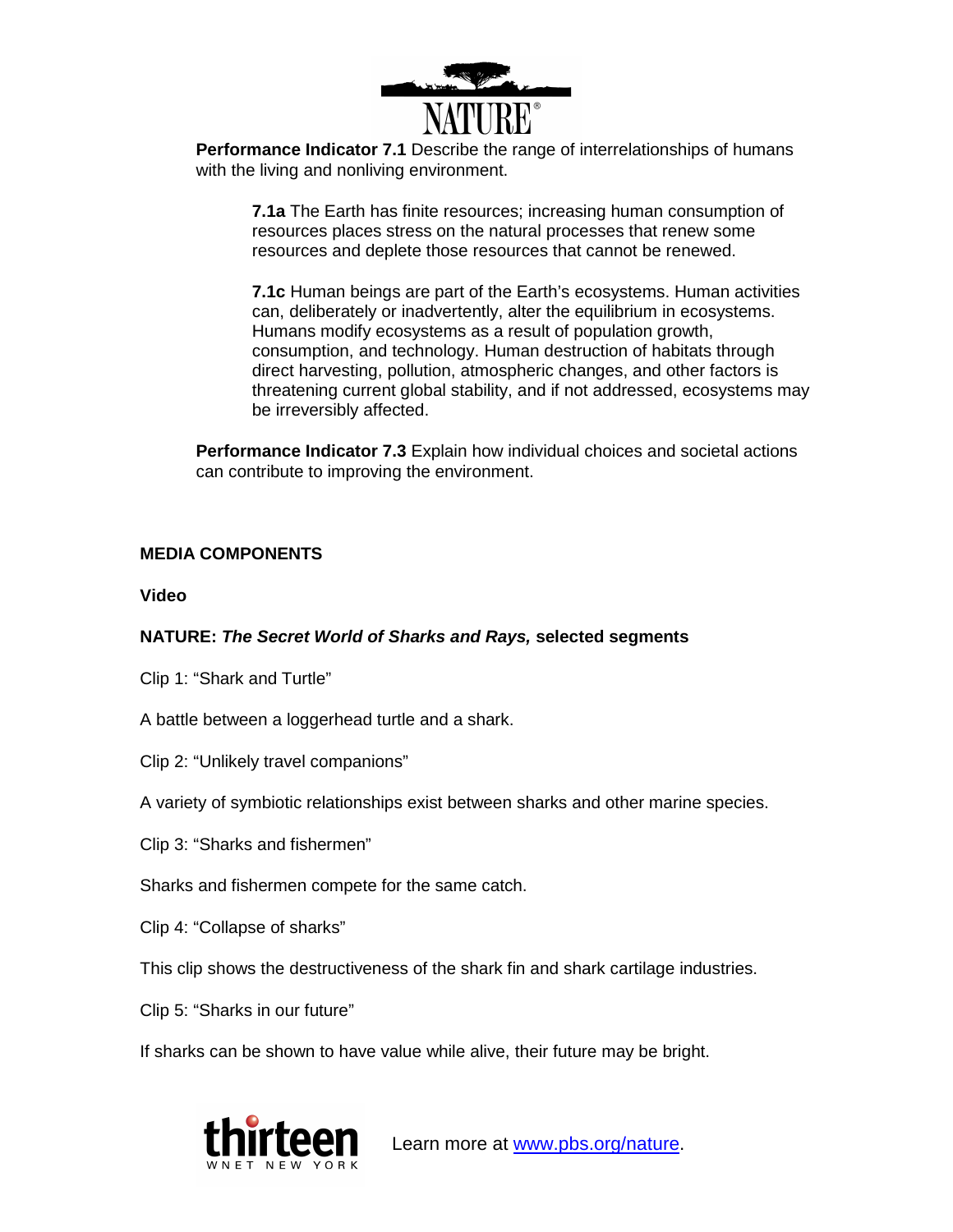**Performance Indicator 7.1** Describe the range of interrelationships of humans with the living and nonliving environment.

**7.1a** The Earth has finite resources; increasing human consumption of resources places stress on the natural processes that renew some resources and deplete those resources that cannot be renewed.

**7.1c** Human beings are part of the Earth's ecosystems. Human activities can, deliberately or inadvertently, alter the equilibrium in ecosystems. Humans modify ecosystems as a result of population growth, consumption, and technology. Human destruction of habitats through direct harvesting, pollution, atmospheric changes, and other factors is threatening current global stability, and if not addressed, ecosystems may be irreversibly affected.

**Performance Indicator 7.3** Explain how individual choices and societal actions can contribute to improving the environment.

## MEDIA COMPONENTS

### Video

**NATURE: *The Secret World of Sharks and Rays,* selected segments**

Clip 1: "Shark and Turtle"

A battle between a loggerhead turtle and a shark.

Clip 2: "Unlikely travel companions"

A variety of symbiotic relationships exist between sharks and other marine species.

Clip 3: "Sharks and fishermen"

Sharks and fishermen compete for the same catch.

Clip 4: "Collapse of sharks"

This clip shows the destructiveness of the shark fin and shark cartilage industries.

Clip 5: "Sharks in our future"

If sharks can be shown to have value while alive, their future may be bright.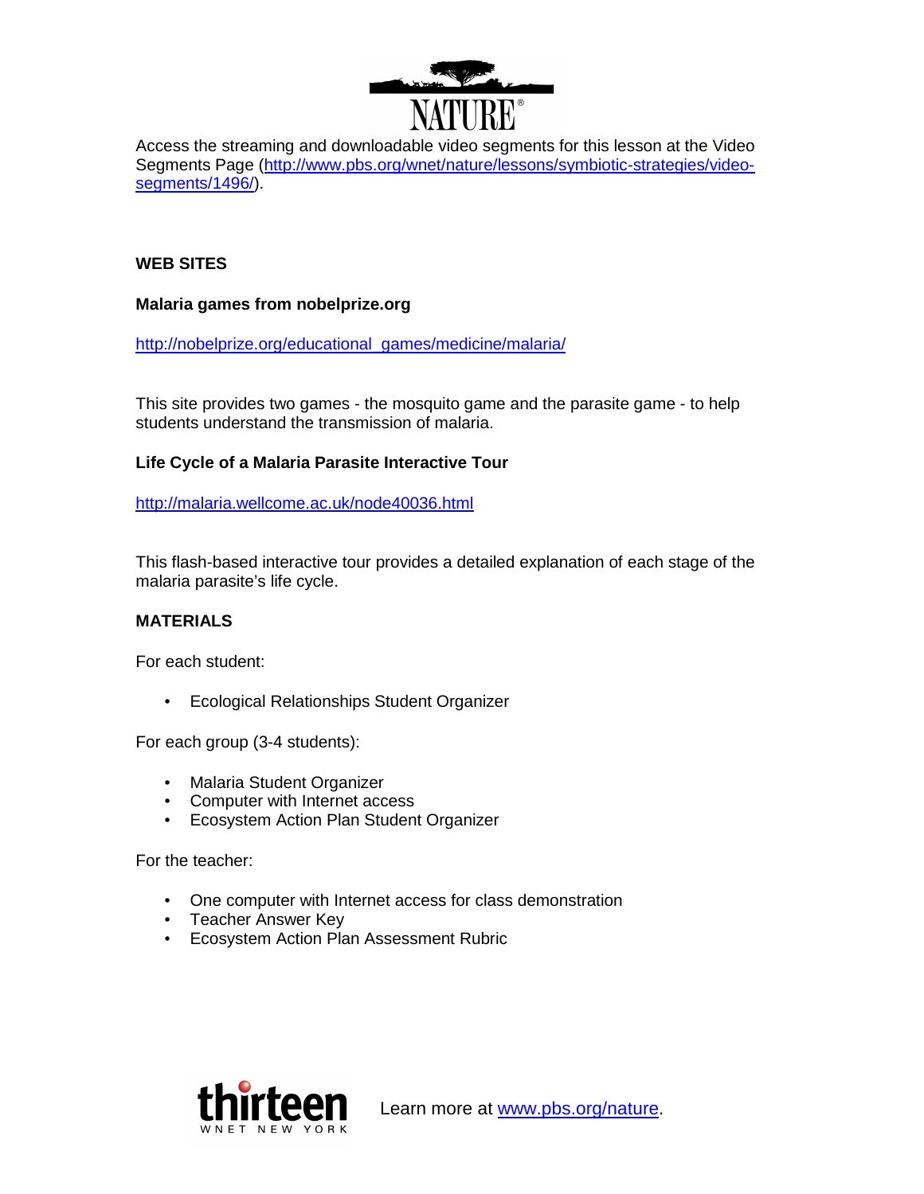Access the streaming and downloadable video segments for this lesson at the Video Segments Page (http://www.pbs.org/wnet/nature/lessons/symbiotic-strategies/video-segments/1496/).

## WEB SITES

**Malaria games from nobelprize.org**

http://nobelprize.org/educational_games/medicine/malaria/

This site provides two games - the mosquito game and the parasite game - to help students understand the transmission of malaria.

**Life Cycle of a Malaria Parasite Interactive Tour**

http://malaria.wellcome.ac.uk/node40036.html

This flash-based interactive tour provides a detailed explanation of each stage of the malaria parasite's life cycle.

## MATERIALS

For each student:

- Ecological Relationships Student Organizer

For each group (3-4 students):

- Malaria Student Organizer
- Computer with Internet access
- Ecosystem Action Plan Student Organizer

For the teacher:

- One computer with Internet access for class demonstration
- Teacher Answer Key
- Ecosystem Action Plan Assessment Rubric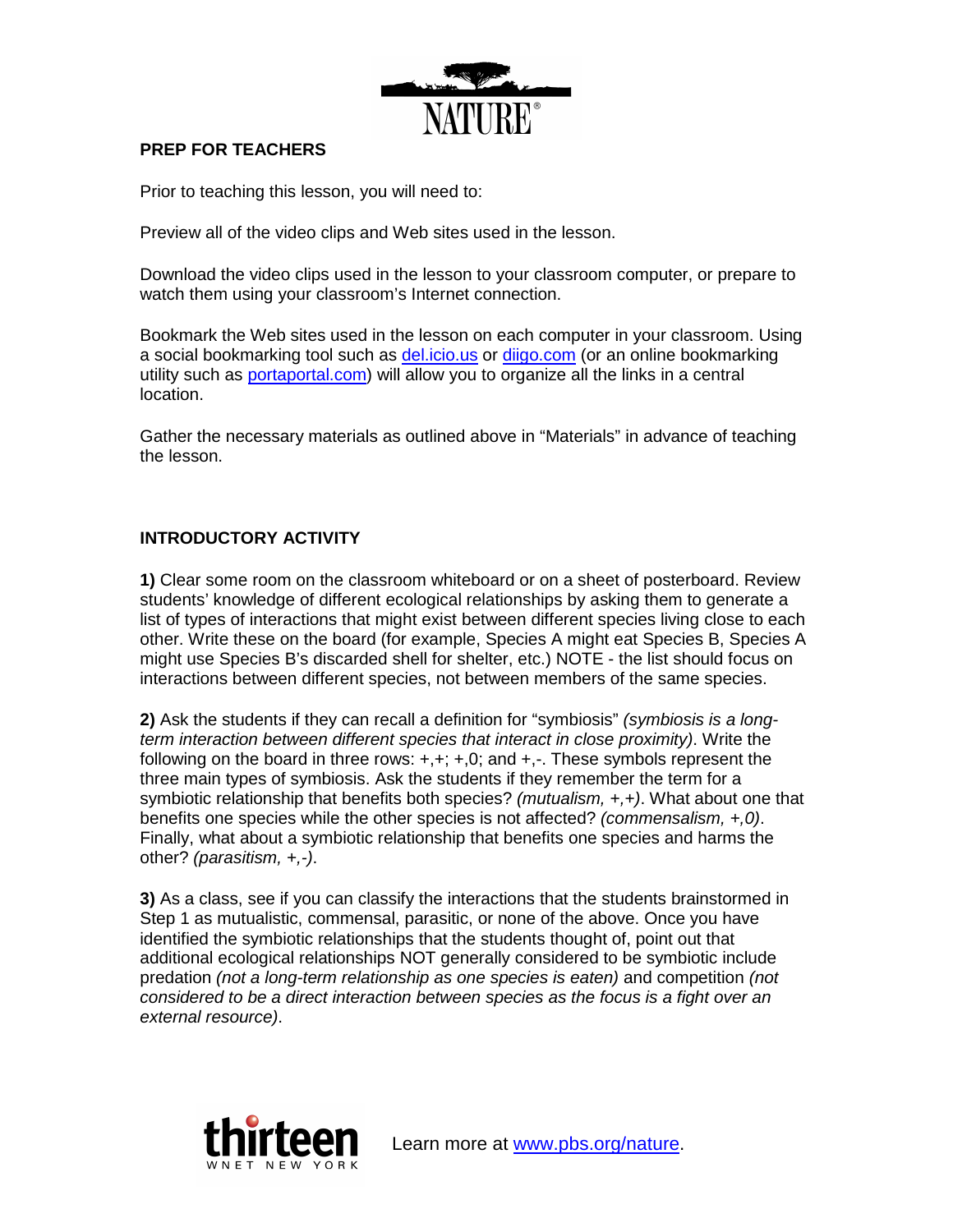## PREP FOR TEACHERS

Prior to teaching this lesson, you will need to:

Preview all of the video clips and Web sites used in the lesson.

Download the video clips used in the lesson to your classroom computer, or prepare to watch them using your classroom's Internet connection.

Bookmark the Web sites used in the lesson on each computer in your classroom. Using a social bookmarking tool such as [del.icio.us](del.icio.us) or [diigo.com](diigo.com) (or an online bookmarking utility such as [portaportal.com](portaportal.com)) will allow you to organize all the links in a central location.

Gather the necessary materials as outlined above in "Materials" in advance of teaching the lesson.

## INTRODUCTORY ACTIVITY

**1)** Clear some room on the classroom whiteboard or on a sheet of posterboard. Review students' knowledge of different ecological relationships by asking them to generate a list of types of interactions that might exist between different species living close to each other. Write these on the board (for example, Species A might eat Species B, Species A might use Species B's discarded shell for shelter, etc.) NOTE - the list should focus on interactions between different species, not between members of the same species.

**2)** Ask the students if they can recall a definition for "symbiosis" *(symbiosis is a long-term interaction between different species that interact in close proximity)*. Write the following on the board in three rows: +,+; +,0; and +,-. These symbols represent the three main types of symbiosis. Ask the students if they remember the term for a symbiotic relationship that benefits both species? *(mutualism, +,+)*. What about one that benefits one species while the other species is not affected? *(commensalism, +,0)*. Finally, what about a symbiotic relationship that benefits one species and harms the other? *(parasitism, +,-)*.

**3)** As a class, see if you can classify the interactions that the students brainstormed in Step 1 as mutualistic, commensal, parasitic, or none of the above. Once you have identified the symbiotic relationships that the students thought of, point out that additional ecological relationships NOT generally considered to be symbiotic include predation *(not a long-term relationship as one species is eaten)* and competition *(not considered to be a direct interaction between species as the focus is a fight over an external resource)*.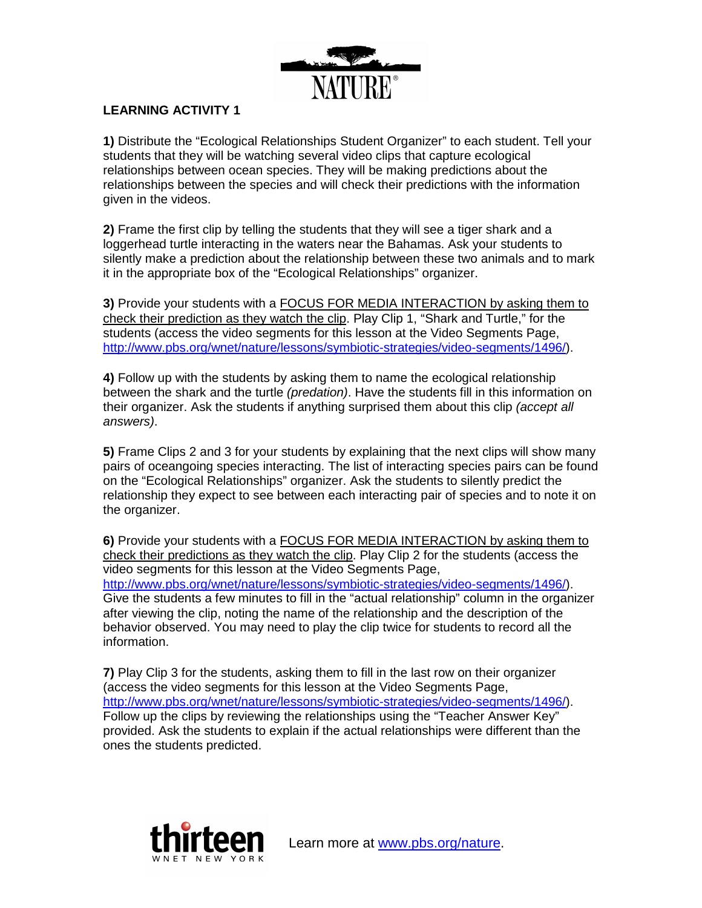## LEARNING ACTIVITY 1

**1)** Distribute the "Ecological Relationships Student Organizer" to each student. Tell your students that they will be watching several video clips that capture ecological relationships between ocean species. They will be making predictions about the relationships between the species and will check their predictions with the information given in the videos.

**2)** Frame the first clip by telling the students that they will see a tiger shark and a loggerhead turtle interacting in the waters near the Bahamas. Ask your students to silently make a prediction about the relationship between these two animals and to mark it in the appropriate box of the "Ecological Relationships" organizer.

**3)** Provide your students with a FOCUS FOR MEDIA INTERACTION by asking them to check their prediction as they watch the clip. Play Clip 1, "Shark and Turtle," for the students (access the video segments for this lesson at the Video Segments Page, http://www.pbs.org/wnet/nature/lessons/symbiotic-strategies/video-segments/1496/).

**4)** Follow up with the students by asking them to name the ecological relationship between the shark and the turtle *(predation)*. Have the students fill in this information on their organizer. Ask the students if anything surprised them about this clip *(accept all answers)*.

**5)** Frame Clips 2 and 3 for your students by explaining that the next clips will show many pairs of oceangoing species interacting. The list of interacting species pairs can be found on the "Ecological Relationships" organizer. Ask the students to silently predict the relationship they expect to see between each interacting pair of species and to note it on the organizer.

**6)** Provide your students with a FOCUS FOR MEDIA INTERACTION by asking them to check their predictions as they watch the clip. Play Clip 2 for the students (access the video segments for this lesson at the Video Segments Page, http://www.pbs.org/wnet/nature/lessons/symbiotic-strategies/video-segments/1496/). Give the students a few minutes to fill in the "actual relationship" column in the organizer after viewing the clip, noting the name of the relationship and the description of the behavior observed. You may need to play the clip twice for students to record all the information.

**7)** Play Clip 3 for the students, asking them to fill in the last row on their organizer (access the video segments for this lesson at the Video Segments Page, http://www.pbs.org/wnet/nature/lessons/symbiotic-strategies/video-segments/1496/). Follow up the clips by reviewing the relationships using the "Teacher Answer Key" provided. Ask the students to explain if the actual relationships were different than the ones the students predicted.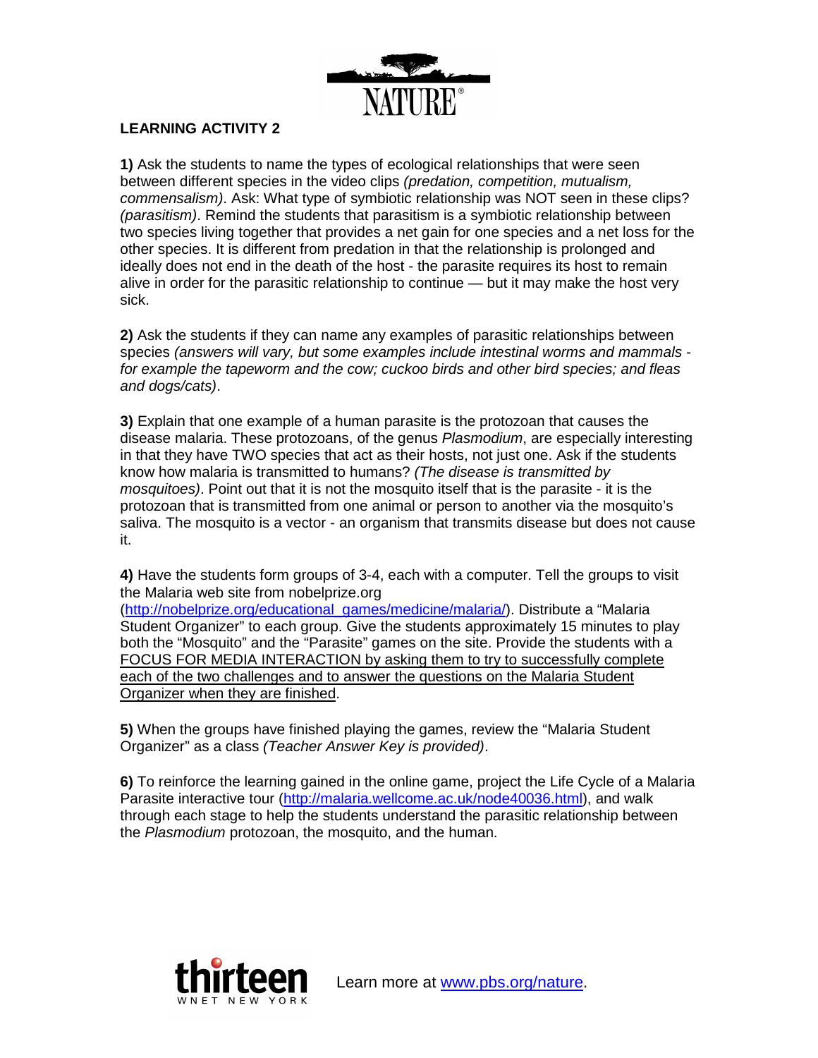## LEARNING ACTIVITY 2

**1)** Ask the students to name the types of ecological relationships that were seen between different species in the video clips *(predation, competition, mutualism, commensalism)*. Ask: What type of symbiotic relationship was NOT seen in these clips? *(parasitism)*. Remind the students that parasitism is a symbiotic relationship between two species living together that provides a net gain for one species and a net loss for the other species. It is different from predation in that the relationship is prolonged and ideally does not end in the death of the host - the parasite requires its host to remain alive in order for the parasitic relationship to continue — but it may make the host very sick.

**2)** Ask the students if they can name any examples of parasitic relationships between species *(answers will vary, but some examples include intestinal worms and mammals - for example the tapeworm and the cow; cuckoo birds and other bird species; and fleas and dogs/cats)*.

**3)** Explain that one example of a human parasite is the protozoan that causes the disease malaria. These protozoans, of the genus *Plasmodium*, are especially interesting in that they have TWO species that act as their hosts, not just one. Ask if the students know how malaria is transmitted to humans? *(The disease is transmitted by mosquitoes)*. Point out that it is not the mosquito itself that is the parasite - it is the protozoan that is transmitted from one animal or person to another via the mosquito's saliva. The mosquito is a vector - an organism that transmits disease but does not cause it.

**4)** Have the students form groups of 3-4, each with a computer. Tell the groups to visit the Malaria web site from nobelprize.org (http://nobelprize.org/educational_games/medicine/malaria/). Distribute a "Malaria Student Organizer" to each group. Give the students approximately 15 minutes to play both the "Mosquito" and the "Parasite" games on the site. Provide the students with a FOCUS FOR MEDIA INTERACTION by asking them to try to successfully complete each of the two challenges and to answer the questions on the Malaria Student Organizer when they are finished.

**5)** When the groups have finished playing the games, review the "Malaria Student Organizer" as a class *(Teacher Answer Key is provided)*.

**6)** To reinforce the learning gained in the online game, project the Life Cycle of a Malaria Parasite interactive tour (http://malaria.wellcome.ac.uk/node40036.html), and walk through each stage to help the students understand the parasitic relationship between the *Plasmodium* protozoan, the mosquito, and the human.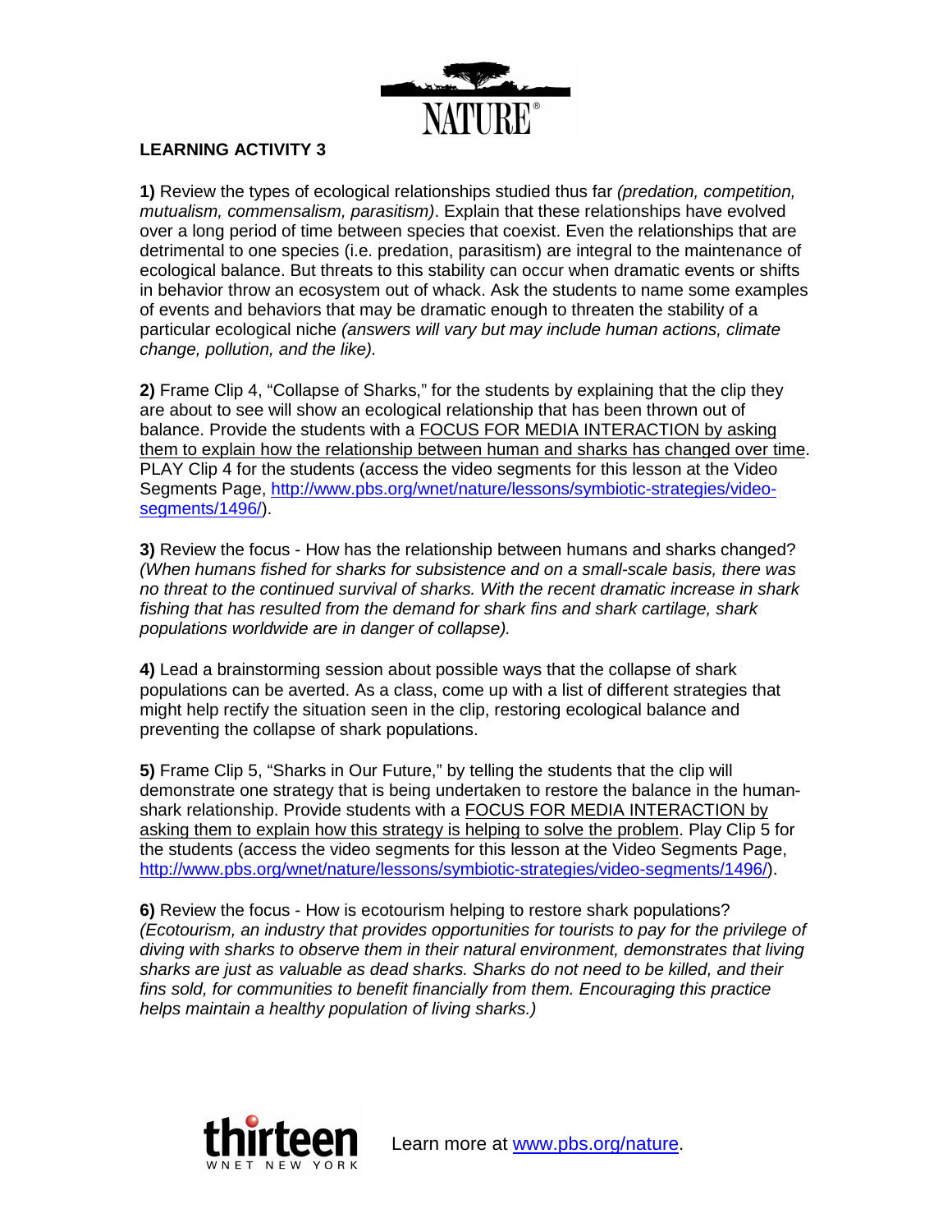**LEARNING ACTIVITY 3**

**1)** Review the types of ecological relationships studied thus far *(predation, competition, mutualism, commensalism, parasitism)*. Explain that these relationships have evolved over a long period of time between species that coexist. Even the relationships that are detrimental to one species (i.e. predation, parasitism) are integral to the maintenance of ecological balance. But threats to this stability can occur when dramatic events or shifts in behavior throw an ecosystem out of whack. Ask the students to name some examples of events and behaviors that may be dramatic enough to threaten the stability of a particular ecological niche *(answers will vary but may include human actions, climate change, pollution, and the like).*

**2)** Frame Clip 4, "Collapse of Sharks," for the students by explaining that the clip they are about to see will show an ecological relationship that has been thrown out of balance. Provide the students with a FOCUS FOR MEDIA INTERACTION by asking them to explain how the relationship between human and sharks has changed over time. PLAY Clip 4 for the students (access the video segments for this lesson at the Video Segments Page, http://www.pbs.org/wnet/nature/lessons/symbiotic-strategies/video-segments/1496/).

**3)** Review the focus - How has the relationship between humans and sharks changed? *(When humans fished for sharks for subsistence and on a small-scale basis, there was no threat to the continued survival of sharks. With the recent dramatic increase in shark fishing that has resulted from the demand for shark fins and shark cartilage, shark populations worldwide are in danger of collapse).*

**4)** Lead a brainstorming session about possible ways that the collapse of shark populations can be averted. As a class, come up with a list of different strategies that might help rectify the situation seen in the clip, restoring ecological balance and preventing the collapse of shark populations.

**5)** Frame Clip 5, "Sharks in Our Future," by telling the students that the clip will demonstrate one strategy that is being undertaken to restore the balance in the human-shark relationship. Provide the students with a FOCUS FOR MEDIA INTERACTION by asking them to explain how this strategy is helping to solve the problem. Play Clip 5 for the students (access the video segments for this lesson at the Video Segments Page, http://www.pbs.org/wnet/nature/lessons/symbiotic-strategies/video-segments/1496/).

**6)** Review the focus - How is ecotourism helping to restore shark populations? *(Ecotourism, an industry that provides opportunities for tourists to pay for the privilege of diving with sharks to observe them in their natural environment, demonstrates that living sharks are just as valuable as dead sharks. Sharks do not need to be killed, and their fins sold, for communities to benefit financially from them. Encouraging this practice helps maintain a healthy population of living sharks.)*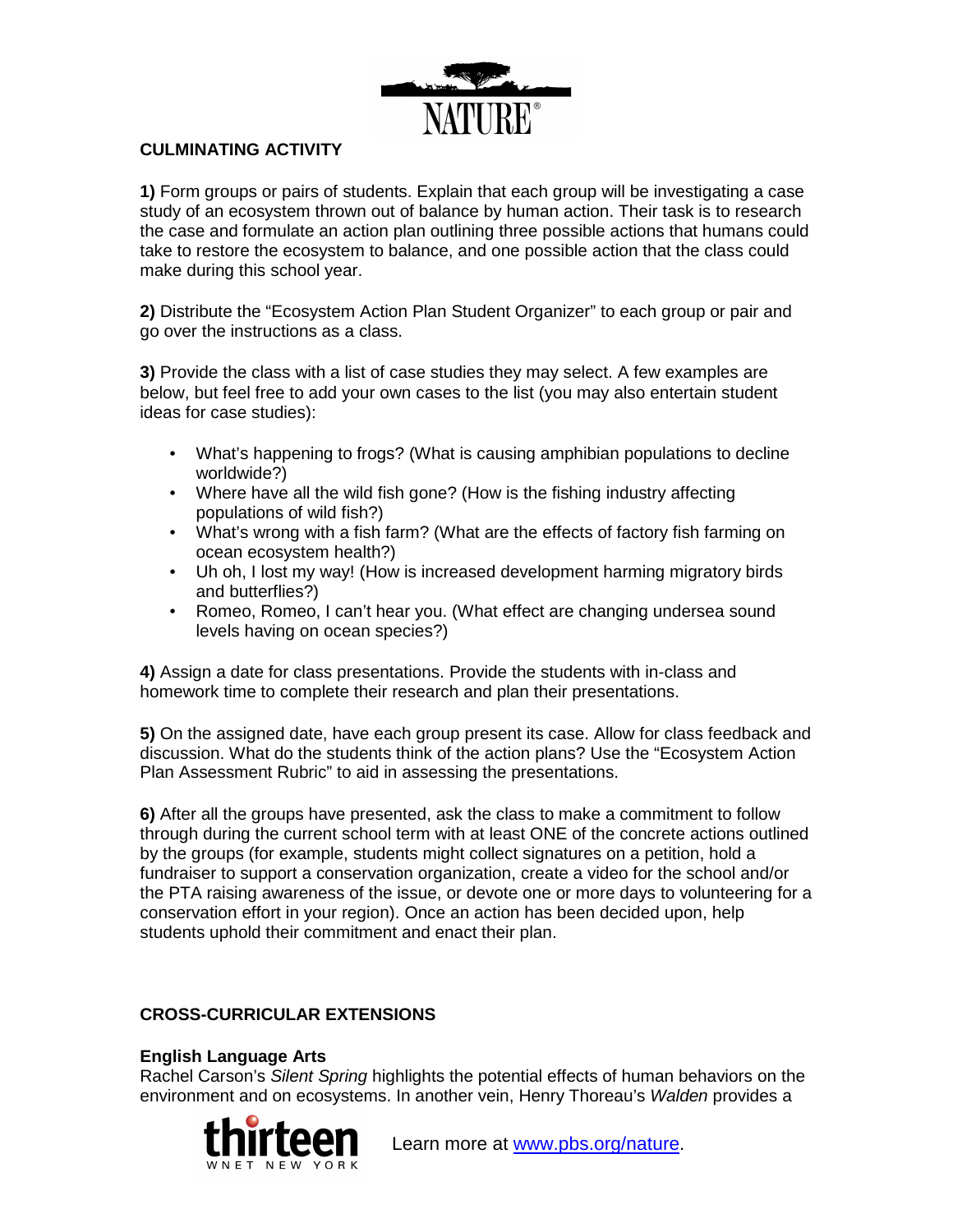## CULMINATING ACTIVITY

**1)** Form groups or pairs of students. Explain that each group will be investigating a case study of an ecosystem thrown out of balance by human action. Their task is to research the case and formulate an action plan outlining three possible actions that humans could take to restore the ecosystem to balance, and one possible action that the class could make during this school year.

**2)** Distribute the "Ecosystem Action Plan Student Organizer" to each group or pair and go over the instructions as a class.

**3)** Provide the class with a list of case studies they may select. A few examples are below, but feel free to add your own cases to the list (you may also entertain student ideas for case studies):

- What's happening to frogs? (What is causing amphibian populations to decline worldwide?)
- Where have all the wild fish gone? (How is the fishing industry affecting populations of wild fish?)
- What's wrong with a fish farm? (What are the effects of factory fish farming on ocean ecosystem health?)
- Uh oh, I lost my way! (How is increased development harming migratory birds and butterflies?)
- Romeo, Romeo, I can't hear you. (What effect are changing undersea sound levels having on ocean species?)

**4)** Assign a date for class presentations. Provide the students with in-class and homework time to complete their research and plan their presentations.

**5)** On the assigned date, have each group present its case. Allow for class feedback and discussion. What do the students think of the action plans? Use the "Ecosystem Action Plan Assessment Rubric" to aid in assessing the presentations.

**6)** After all the groups have presented, ask the class to make a commitment to follow through during the current school term with at least ONE of the concrete actions outlined by the groups (for example, students might collect signatures on a petition, hold a fundraiser to support a conservation organization, create a video for the school and/or the PTA raising awareness of the issue, or devote one or more days to volunteering for a conservation effort in your region). Once an action has been decided upon, help students uphold their commitment and enact their plan.

## CROSS-CURRICULAR EXTENSIONS

### English Language Arts

Rachel Carson's *Silent Spring* highlights the potential effects of human behaviors on the environment and on ecosystems. In another vein, Henry Thoreau's *Walden* provides a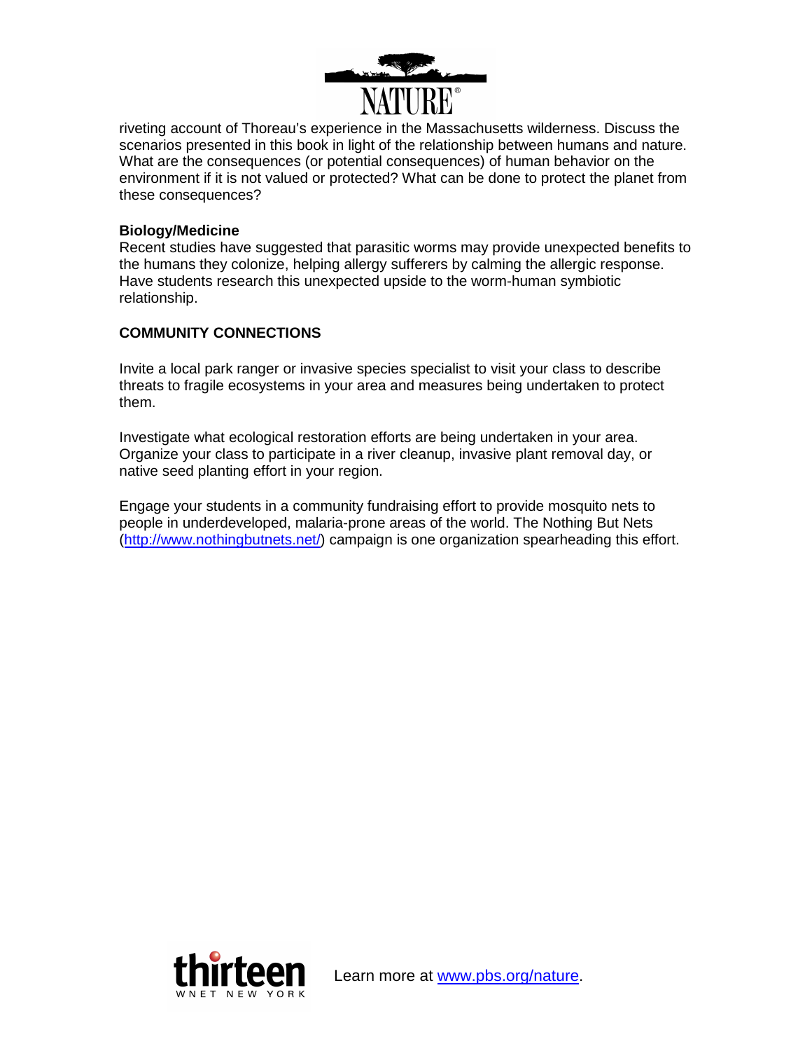riveting account of Thoreau's experience in the Massachusetts wilderness. Discuss the scenarios presented in this book in light of the relationship between humans and nature. What are the consequences (or potential consequences) of human behavior on the environment if it is not valued or protected? What can be done to protect the planet from these consequences?

**Biology/Medicine**

Recent studies have suggested that parasitic worms may provide unexpected benefits to the humans they colonize, helping allergy sufferers by calming the allergic response. Have students research this unexpected upside to the worm-human symbiotic relationship.

## COMMUNITY CONNECTIONS

Invite a local park ranger or invasive species specialist to visit your class to describe threats to fragile ecosystems in your area and measures being undertaken to protect them.

Investigate what ecological restoration efforts are being undertaken in your area. Organize your class to participate in a river cleanup, invasive plant removal day, or native seed planting effort in your region.

Engage your students in a community fundraising effort to provide mosquito nets to people in underdeveloped, malaria-prone areas of the world. The Nothing But Nets (http://www.nothingbutnets.net/) campaign is one organization spearheading this effort.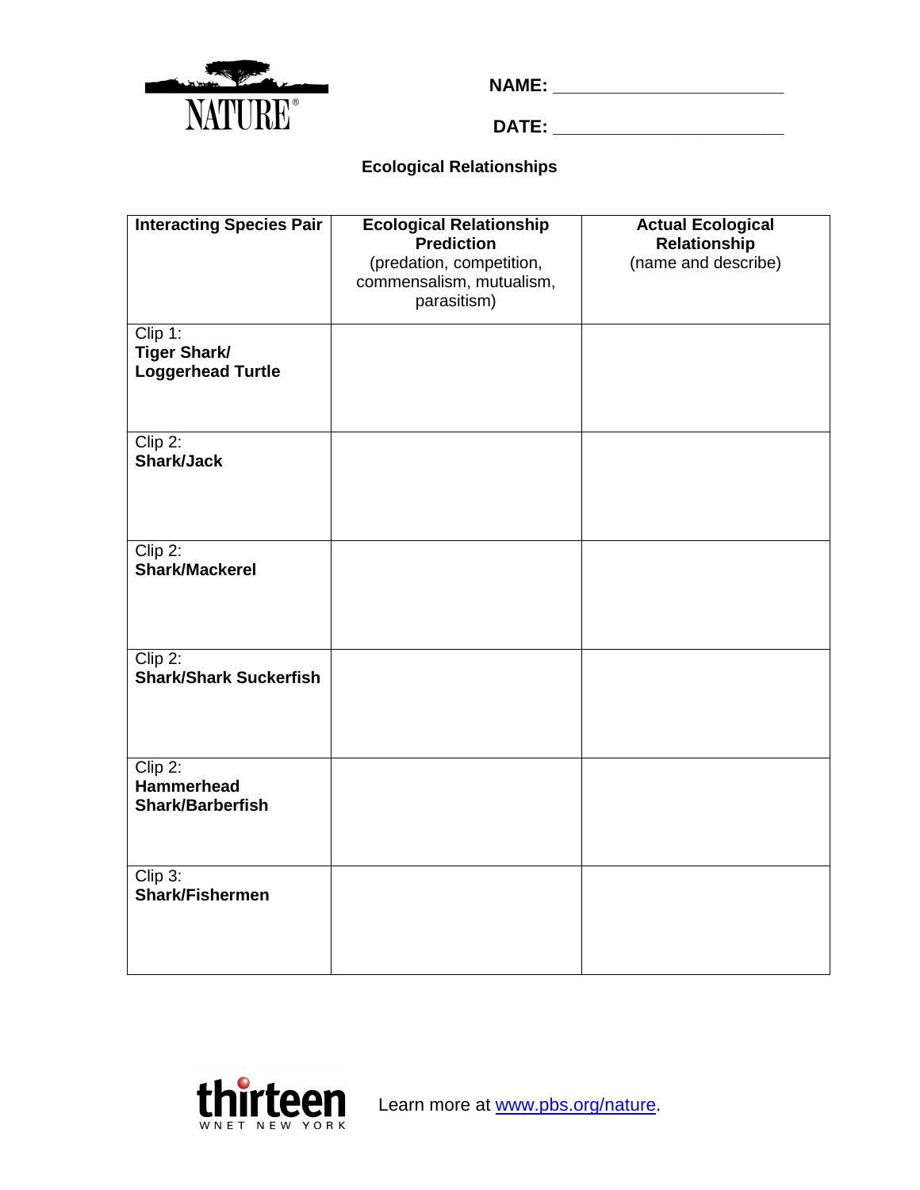NAME: ______________________

DATE: ______________________

## Ecological Relationships

| **Interacting Species Pair** | **Ecological Relationship Prediction** (predation, competition, commensalism, mutualism, parasitism) | **Actual Ecological Relationship** (name and describe) |
|---|---|---|
| Clip 1: **Tiger Shark/ Loggerhead Turtle** | | |
| Clip 2: **Shark/Jack** | | |
| Clip 2: **Shark/Mackerel** | | |
| Clip 2: **Shark/Shark Suckerfish** | | |
| Clip 2: **Hammerhead Shark/Barberfish** | | |
| Clip 3: **Shark/Fishermen** | | |

Learn more at www.pbs.org/nature.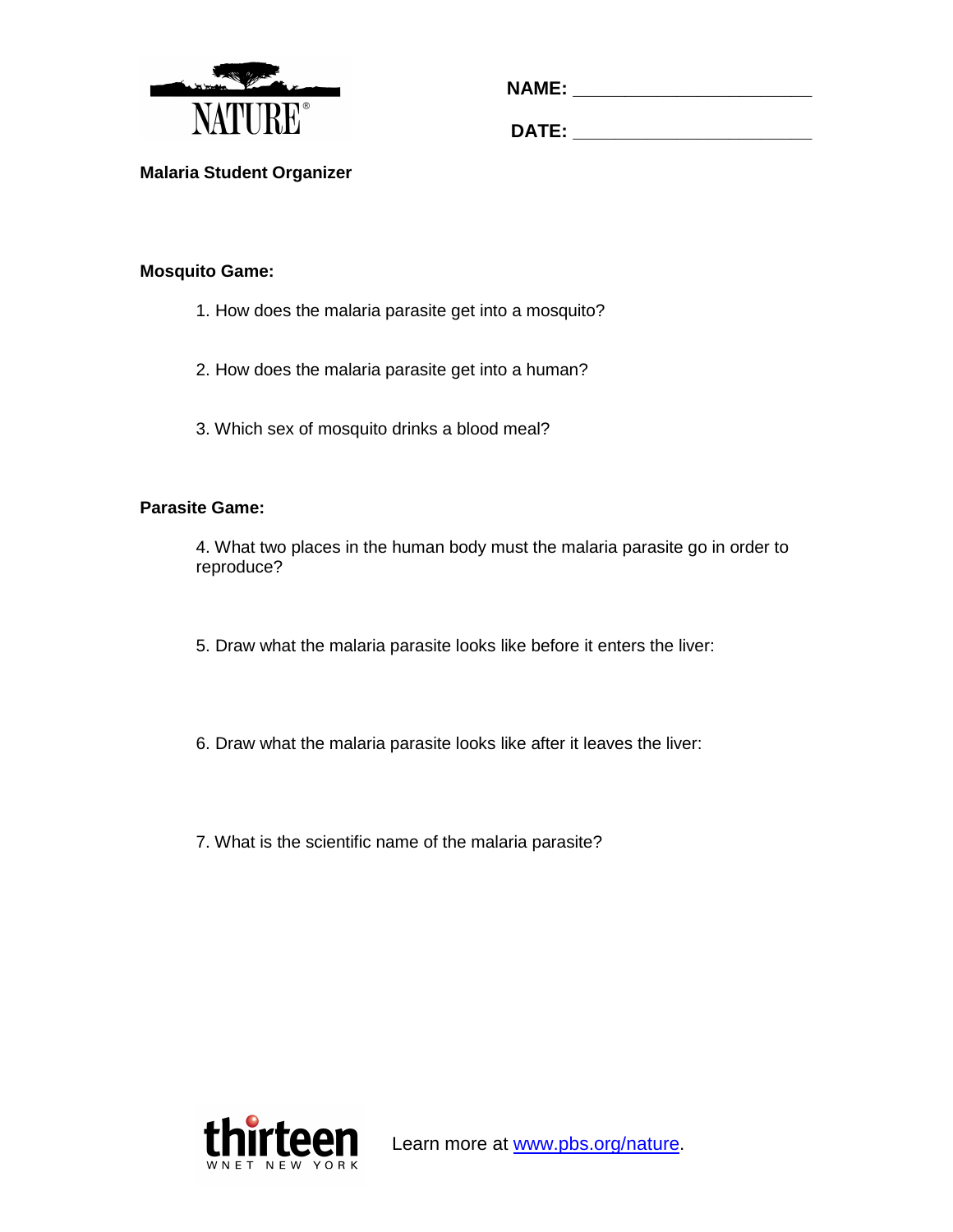NATURE®

**NAME:** ______________________

**DATE:** ______________________

**Malaria Student Organizer**

**Mosquito Game:**

1. How does the malaria parasite get into a mosquito?

2. How does the malaria parasite get into a human?

3. Which sex of mosquito drinks a blood meal?

**Parasite Game:**

4. What two places in the human body must the malaria parasite go in order to reproduce?

5. Draw what the malaria parasite looks like before it enters the liver:

6. Draw what the malaria parasite looks like after it leaves the liver:

7. What is the scientific name of the malaria parasite?

thirteen WNET NEW YORK

Learn more at www.pbs.org/nature.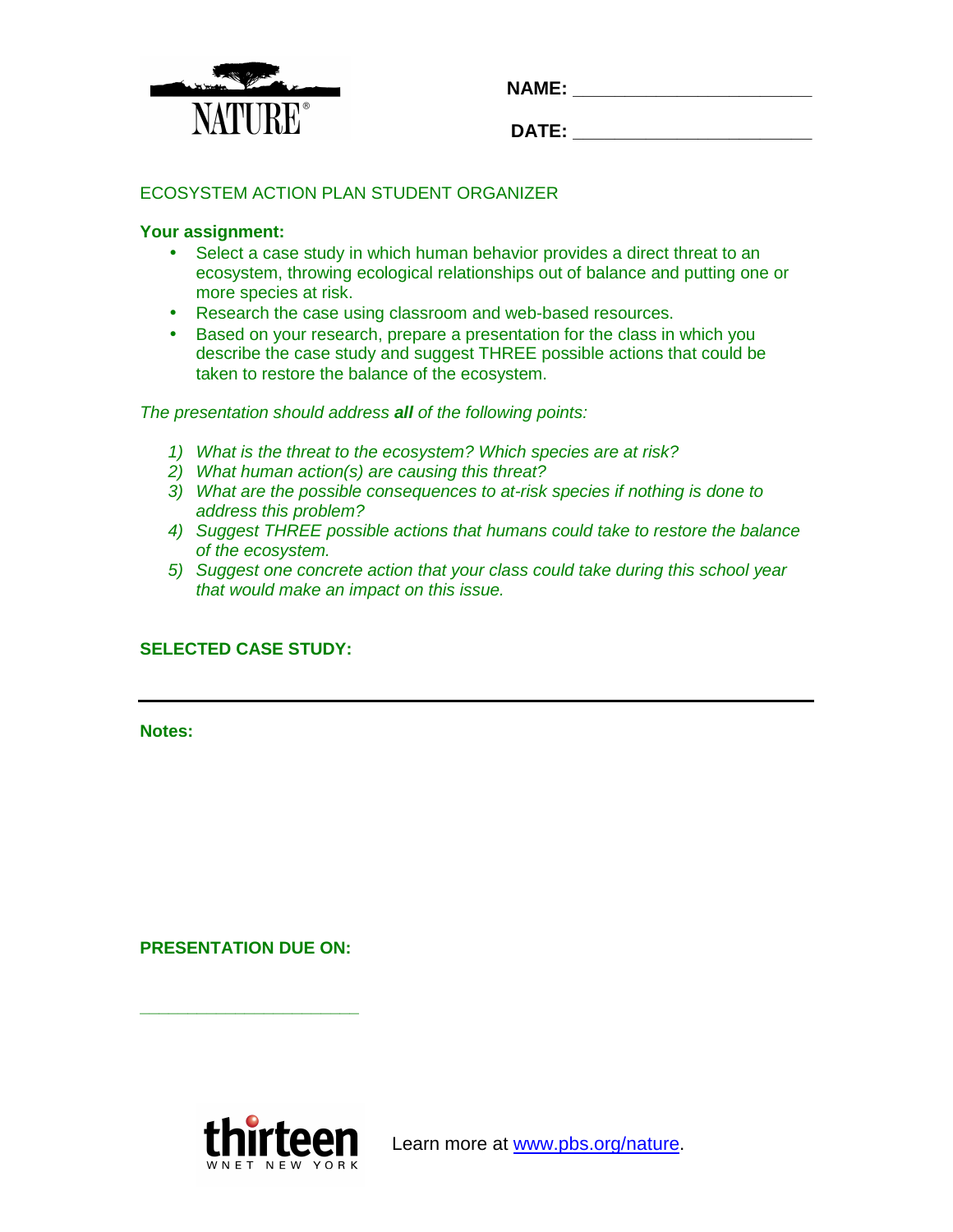NATURE®

**NAME:** ______________________

**DATE:** ______________________

ECOSYSTEM ACTION PLAN STUDENT ORGANIZER

**Your assignment:**

- Select a case study in which human behavior provides a direct threat to an ecosystem, throwing ecological relationships out of balance and putting one or more species at risk.
- Research the case using classroom and web-based resources.
- Based on your research, prepare a presentation for the class in which you describe the case study and suggest THREE possible actions that could be taken to restore the balance of the ecosystem.

*The presentation should address **all** of the following points:*

1) *What is the threat to the ecosystem? Which species are at risk?*
2) *What human action(s) are causing this threat?*
3) *What are the possible consequences to at-risk species if nothing is done to address this problem?*
4) *Suggest THREE possible actions that humans could take to restore the balance of the ecosystem.*
5) *Suggest one concrete action that your class could take during this school year that would make an impact on this issue.*

**SELECTED CASE STUDY:**

---

**Notes:**

**PRESENTATION DUE ON:**

______________________

thirteen WNET NEW YORK

Learn more at [www.pbs.org/nature](http://www.pbs.org/nature).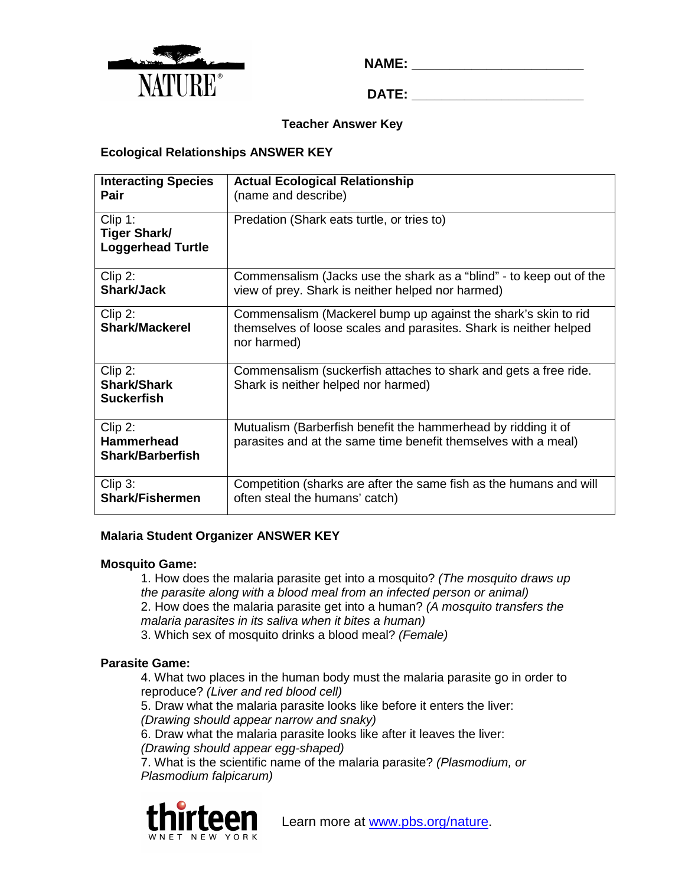NAME: ______________________

DATE: ______________________

**Teacher Answer Key**

**Ecological Relationships ANSWER KEY**

| **Interacting Species Pair** | **Actual Ecological Relationship** (name and describe) |
|---|---|
| Clip 1: **Tiger Shark/ Loggerhead Turtle** | Predation (Shark eats turtle, or tries to) |
| Clip 2: **Shark/Jack** | Commensalism (Jacks use the shark as a "blind" - to keep out of the view of prey. Shark is neither helped nor harmed) |
| Clip 2: **Shark/Mackerel** | Commensalism (Mackerel bump up against the shark's skin to rid themselves of loose scales and parasites. Shark is neither helped nor harmed) |
| Clip 2: **Shark/Shark Suckerfish** | Commensalism (suckerfish attaches to shark and gets a free ride. Shark is neither helped nor harmed) |
| Clip 2: **Hammerhead Shark/Barberfish** | Mutualism (Barberfish benefit the hammerhead by ridding it of parasites and at the same time benefit themselves with a meal) |
| Clip 3: **Shark/Fishermen** | Competition (sharks are after the same fish as the humans and will often steal the humans' catch) |

**Malaria Student Organizer ANSWER KEY**

**Mosquito Game:**

1. How does the malaria parasite get into a mosquito? *(The mosquito draws up the parasite along with a blood meal from an infected person or animal)*
2. How does the malaria parasite get into a human? *(A mosquito transfers the malaria parasites in its saliva when it bites a human)*
3. Which sex of mosquito drinks a blood meal? *(Female)*

**Parasite Game:**

4. What two places in the human body must the malaria parasite go in order to reproduce? *(Liver and red blood cell)*
5. Draw what the malaria parasite looks like before it enters the liver: *(Drawing should appear narrow and snaky)*
6. Draw what the malaria parasite looks like after it leaves the liver: *(Drawing should appear egg-shaped)*
7. What is the scientific name of the malaria parasite? *(Plasmodium, or Plasmodium falpicarum)*

Learn more at www.pbs.org/nature.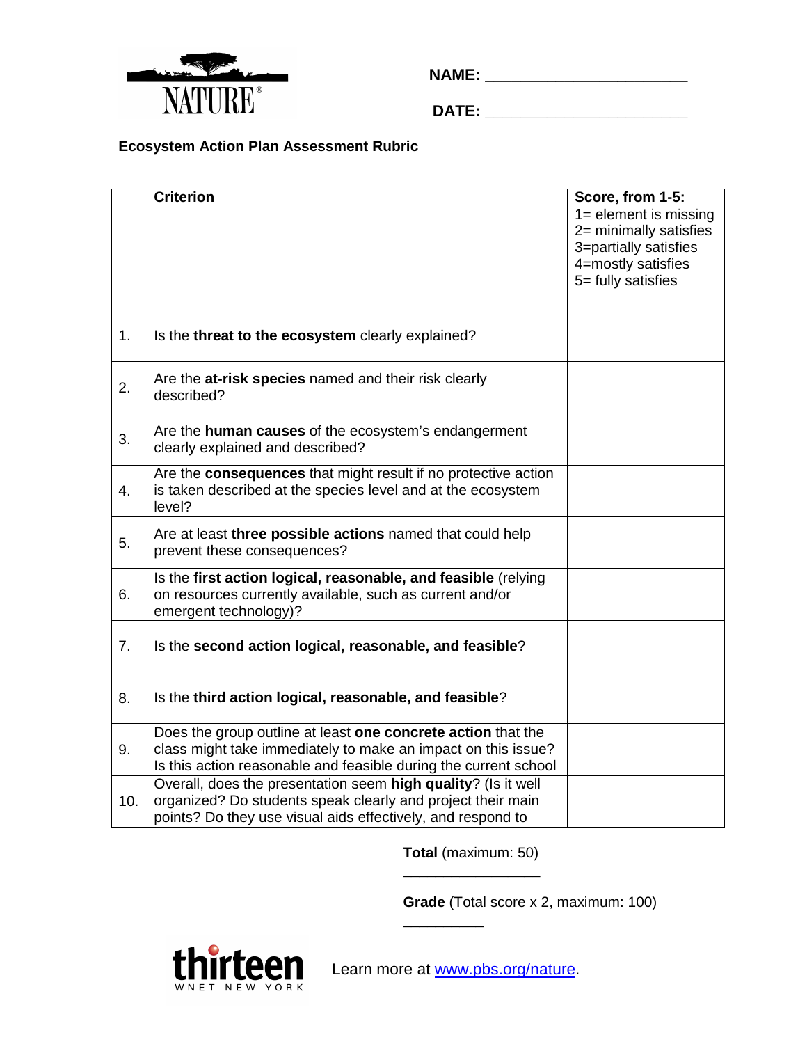NAME: ______________________

DATE: ______________________

**Ecosystem Action Plan Assessment Rubric**

| | **Criterion** | **Score, from 1-5:** 1= element is missing 2= minimally satisfies 3=partially satisfies 4=mostly satisfies 5= fully satisfies |
|---|---|---|
| 1. | Is the **threat to the ecosystem** clearly explained? | |
| 2. | Are the **at-risk species** named and their risk clearly described? | |
| 3. | Are the **human causes** of the ecosystem's endangerment clearly explained and described? | |
| 4. | Are the **consequences** that might result if no protective action is taken described at the species level and at the ecosystem level? | |
| 5. | Are at least **three possible actions** named that could help prevent these consequences? | |
| 6. | Is the **first action logical, reasonable, and feasible** (relying on resources currently available, such as current and/or emergent technology)? | |
| 7. | Is the **second action logical, reasonable, and feasible**? | |
| 8. | Is the **third action logical, reasonable, and feasible**? | |
| 9. | Does the group outline at least **one concrete action** that the class might take immediately to make an impact on this issue? Is this action reasonable and feasible during the current school | |
| 10. | Overall, does the presentation seem **high quality**? (Is it well organized? Do students speak clearly and project their main points? Do they use visual aids effectively, and respond to | |

**Total** (maximum: 50)

________________

**Grade** (Total score x 2, maximum: 100)

_________

Learn more at www.pbs.org/nature.